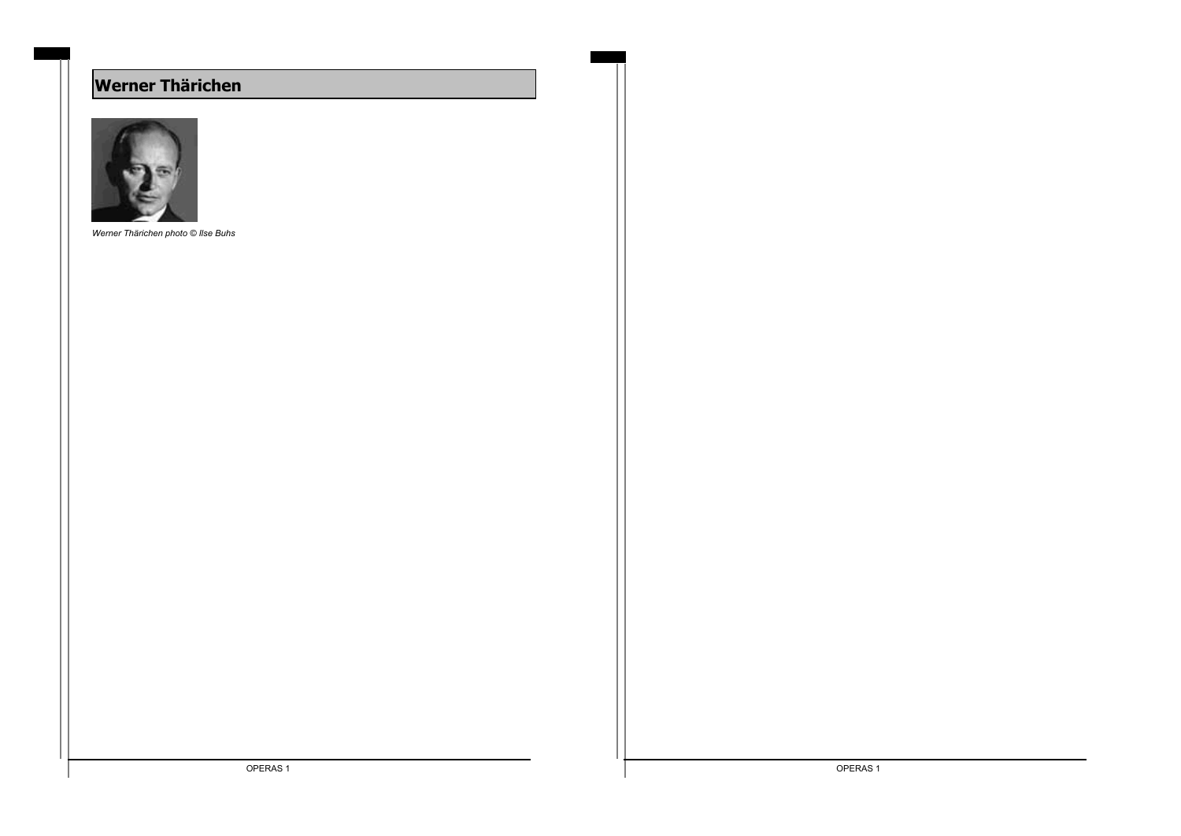# Werner Thärichen

*Werner Thärichen photo © Ilse Buhs*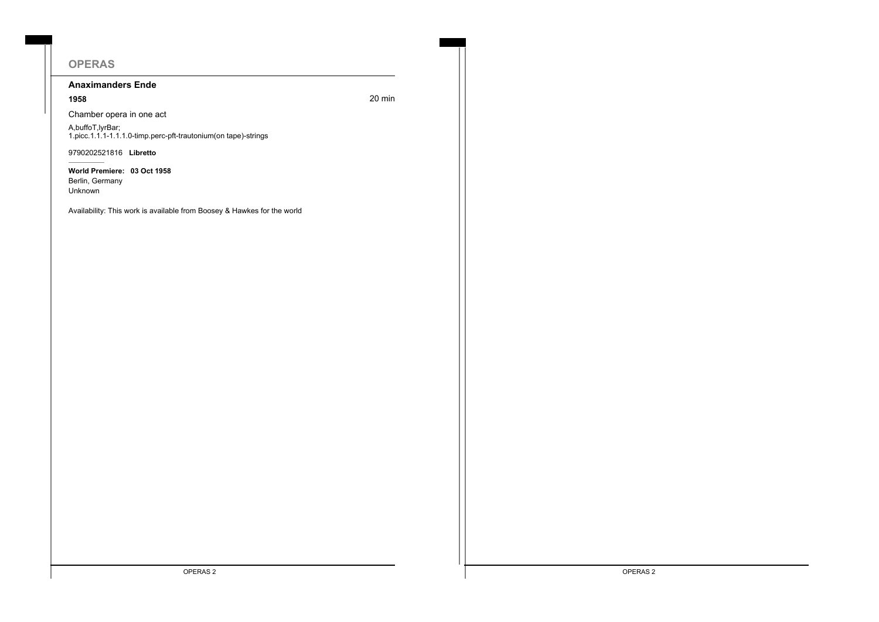## OPERAS

### Anaximanders Ende

**1958** 20 min

Chamber opera in one act

A,buffoT,lyrBar;
1.picc.1.1.1-1.1.1.0-timp.perc-pft-trautonium(on tape)-strings

9790202521816 **Libretto**

**World Premiere: 03 Oct 1958**
Berlin, Germany
Unknown

Availability: This work is available from Boosey & Hawkes for the world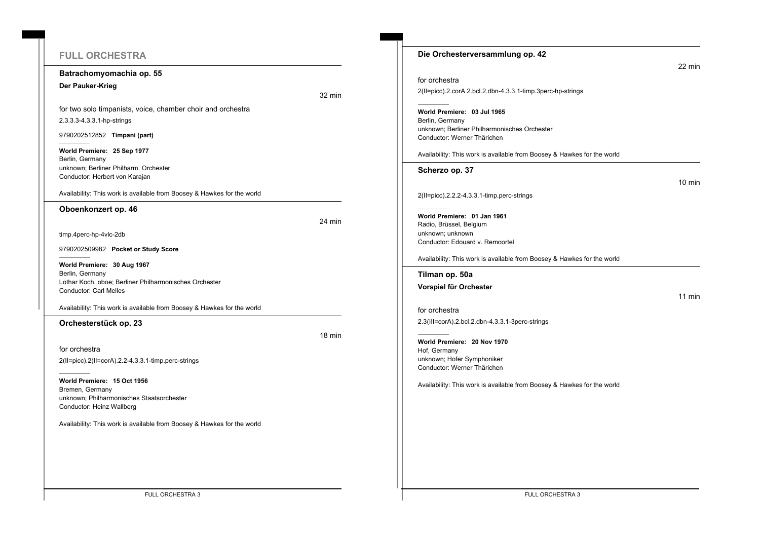## FULL ORCHESTRA

### Batrachomyomachia op. 55

**Der Pauker-Krieg**

32 min

for two solo timpanists, voice, chamber choir and orchestra

2.3.3.3-4.3.3.1-hp-strings

9790202512852 **Timpani (part)**

**World Premiere: 25 Sep 1977**
Berlin, Germany
unknown; Berliner Philharm. Orchester
Conductor: Herbert von Karajan

Availability: This work is available from Boosey & Hawkes for the world

### Oboenkonzert op. 46

24 min

timp.4perc-hp-4vlc-2db

9790202509982 **Pocket or Study Score**

**World Premiere: 30 Aug 1967**
Berlin, Germany
Lothar Koch, oboe; Berliner Philharmonisches Orchester
Conductor: Carl Melles

Availability: This work is available from Boosey & Hawkes for the world

### Orchesterstück op. 23

18 min

for orchestra

2(II=picc).2(II=corA).2.2-4.3.3.1-timp.perc-strings

**World Premiere: 15 Oct 1956**
Bremen, Germany
unknown; Philharmonisches Staatsorchester
Conductor: Heinz Wallberg

Availability: This work is available from Boosey & Hawkes for the world

### Die Orchesterversammlung op. 42

22 min

for orchestra

2(II=picc).2.corA.2.bcl.2.dbn-4.3.3.1-timp.3perc-hp-strings

**World Premiere: 03 Jul 1965**
Berlin, Germany
unknown; Berliner Philharmonisches Orchester
Conductor: Werner Thärichen

Availability: This work is available from Boosey & Hawkes for the world

### Scherzo op. 37

10 min

2(II=picc).2.2.2-4.3.3.1-timp.perc-strings

**World Premiere: 01 Jan 1961**
Radio, Brüssel, Belgium
unknown; unknown
Conductor: Edouard v. Remoortel

Availability: This work is available from Boosey & Hawkes for the world

### Tilman op. 50a

**Vorspiel für Orchester**

11 min

for orchestra

2.3(III=corA).2.bcl.2.dbn-4.3.3.1-3perc-strings

**World Premiere: 20 Nov 1970**
Hof, Germany
unknown; Hofer Symphoniker
Conductor: Werner Thärichen

Availability: This work is available from Boosey & Hawkes for the world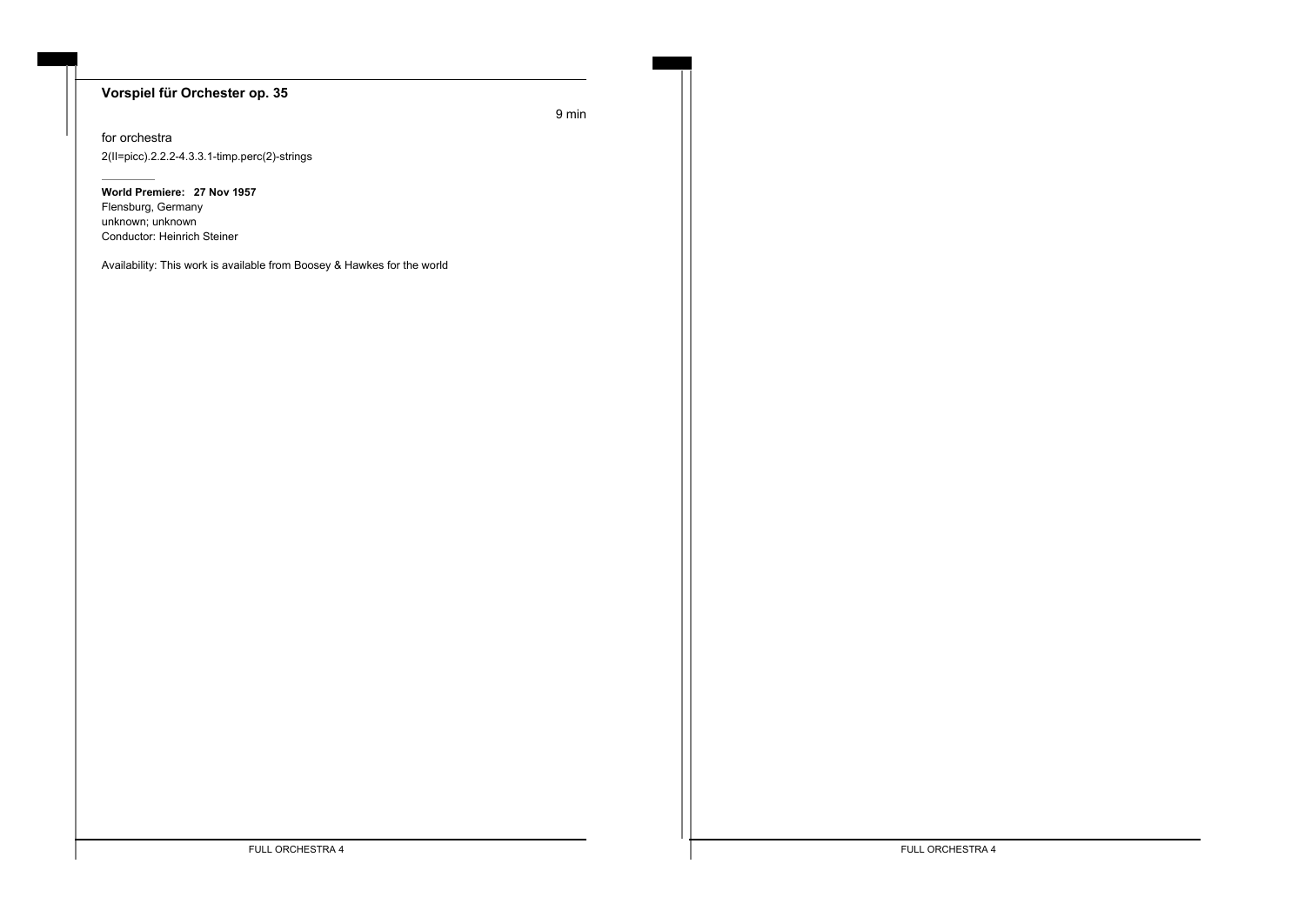## Vorspiel für Orchester op. 35

9 min

for orchestra

2(II=picc).2.2.2-4.3.3.1-timp.perc(2)-strings

**World Premiere: 27 Nov 1957**
Flensburg, Germany
unknown; unknown
Conductor: Heinrich Steiner

Availability: This work is available from Boosey & Hawkes for the world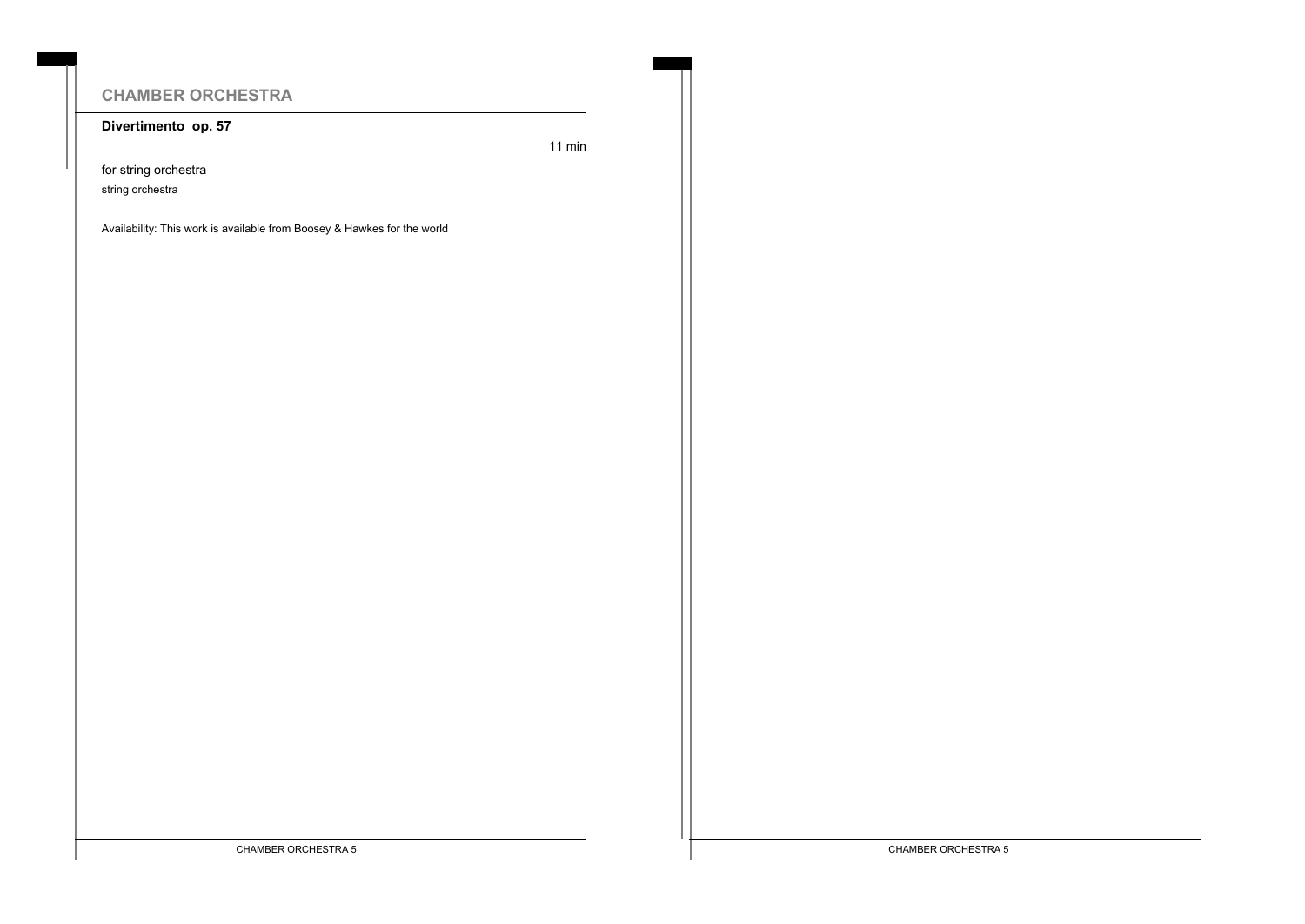## CHAMBER ORCHESTRA

**Divertimento op. 57**

11 min

for string orchestra

string orchestra

Availability: This work is available from Boosey & Hawkes for the world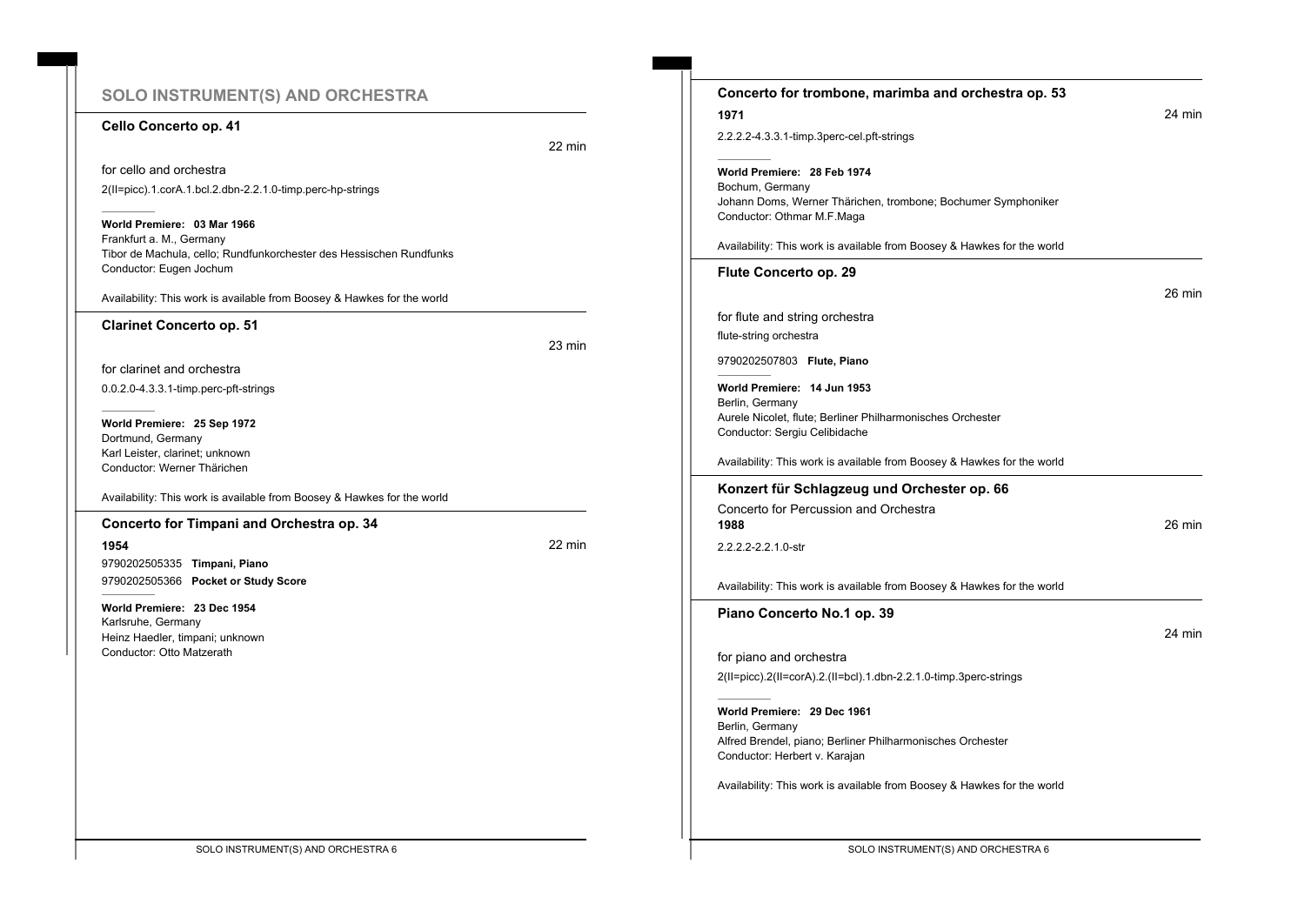## SOLO INSTRUMENT(S) AND ORCHESTRA

### Cello Concerto op. 41

22 min

for cello and orchestra

2(II=picc).1.corA.1.bcl.2.dbn-2.2.1.0-timp.perc-hp-strings

**World Premiere: 03 Mar 1966**
Frankfurt a. M., Germany
Tibor de Machula, cello; Rundfunkorchester des Hessischen Rundfunks
Conductor: Eugen Jochum

Availability: This work is available from Boosey & Hawkes for the world

### Clarinet Concerto op. 51

23 min

for clarinet and orchestra

0.0.2.0-4.3.3.1-timp.perc-pft-strings

**World Premiere: 25 Sep 1972**
Dortmund, Germany
Karl Leister, clarinet; unknown
Conductor: Werner Thärichen

Availability: This work is available from Boosey & Hawkes for the world

### Concerto for Timpani and Orchestra op. 34

**1954**

22 min

9790202505335 **Timpani, Piano**
9790202505366 **Pocket or Study Score**

**World Premiere: 23 Dec 1954**
Karlsruhe, Germany
Heinz Haedler, timpani; unknown
Conductor: Otto Matzerath

### Concerto for trombone, marimba and orchestra op. 53

**1971**

24 min

2.2.2.2-4.3.3.1-timp.3perc-cel.pft-strings

**World Premiere: 28 Feb 1974**
Bochum, Germany
Johann Doms, Werner Thärichen, trombone; Bochumer Symphoniker
Conductor: Othmar M.F.Maga

Availability: This work is available from Boosey & Hawkes for the world

### Flute Concerto op. 29

26 min

for flute and string orchestra

flute-string orchestra

9790202507803 **Flute, Piano**

**World Premiere: 14 Jun 1953**
Berlin, Germany
Aurele Nicolet, flute; Berliner Philharmonisches Orchester
Conductor: Sergiu Celibidache

Availability: This work is available from Boosey & Hawkes for the world

### Konzert für Schlagzeug und Orchester op. 66

Concerto for Percussion and Orchestra

**1988**

26 min

2.2.2.2-2.2.1.0-str

Availability: This work is available from Boosey & Hawkes for the world

### Piano Concerto No.1 op. 39

24 min

for piano and orchestra

2(II=picc).2(II=corA).2.(II=bcl).1.dbn-2.2.1.0-timp.3perc-strings

**World Premiere: 29 Dec 1961**
Berlin, Germany
Alfred Brendel, piano; Berliner Philharmonisches Orchester
Conductor: Herbert v. Karajan

Availability: This work is available from Boosey & Hawkes for the world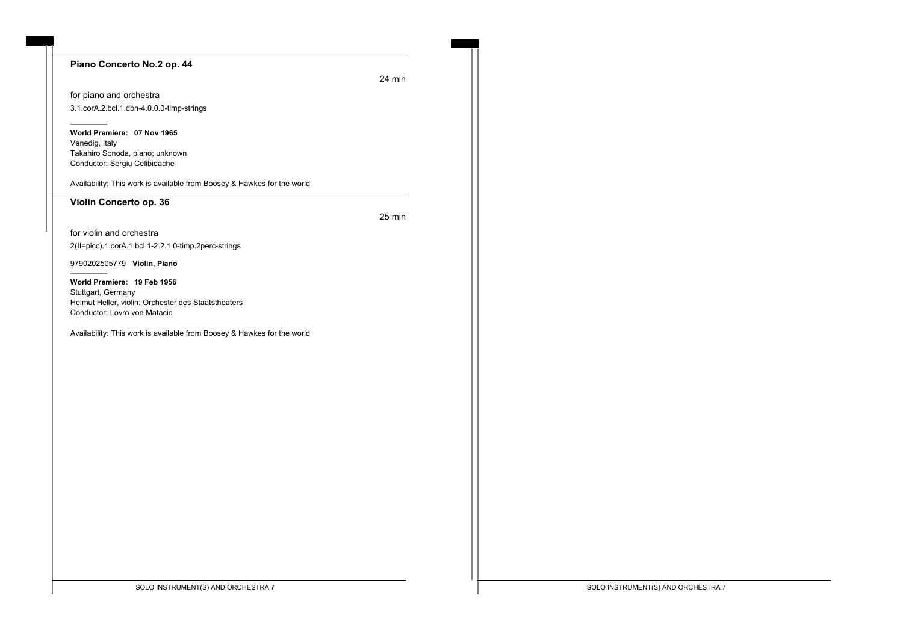## Piano Concerto No.2 op. 44

24 min

for piano and orchestra

3.1.corA.2.bcl.1.dbn-4.0.0.0-timp-strings

**World Premiere: 07 Nov 1965**
Venedig, Italy
Takahiro Sonoda, piano; unknown
Conductor: Sergiu Celibidache

Availability: This work is available from Boosey & Hawkes for the world

## Violin Concerto op. 36

25 min

for violin and orchestra

2(II=picc).1.corA.1.bcl.1-2.2.1.0-timp.2perc-strings

9790202505779 **Violin, Piano**

**World Premiere: 19 Feb 1956**
Stuttgart, Germany
Helmut Heller, violin; Orchester des Staatstheaters
Conductor: Lovro von Matacic

Availability: This work is available from Boosey & Hawkes for the world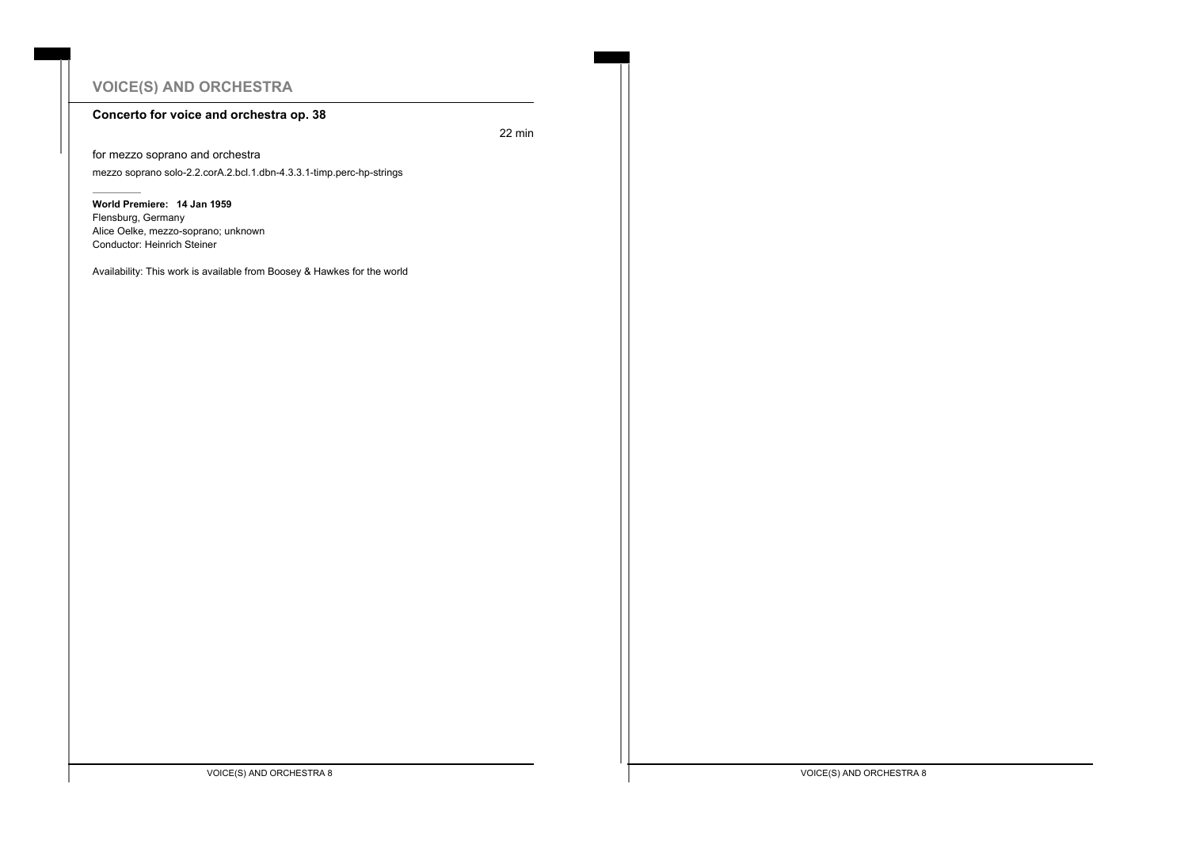## VOICE(S) AND ORCHESTRA

### Concerto for voice and orchestra op. 38

22 min

for mezzo soprano and orchestra

mezzo soprano solo-2.2.corA.2.bcl.1.dbn-4.3.3.1-timp.perc-hp-strings

**World Premiere: 14 Jan 1959**
Flensburg, Germany
Alice Oelke, mezzo-soprano; unknown
Conductor: Heinrich Steiner

Availability: This work is available from Boosey & Hawkes for the world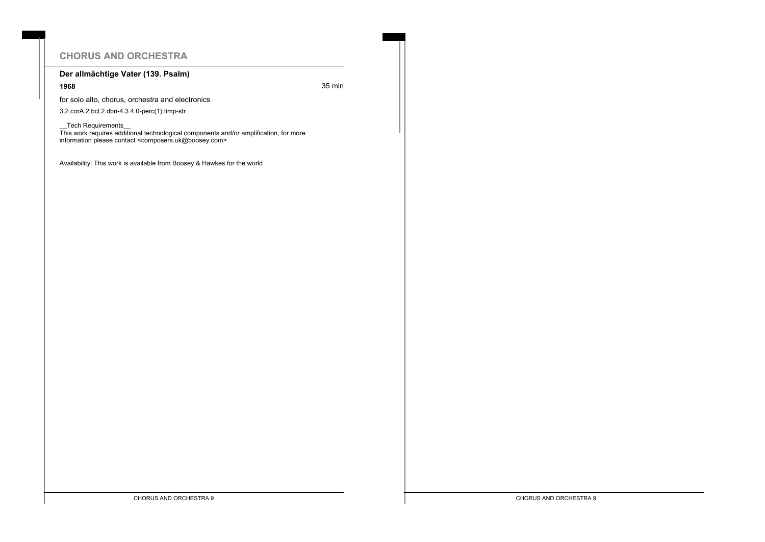## CHORUS AND ORCHESTRA

### Der allmächtige Vater (139. Psalm)

**1968** 35 min

for solo alto, chorus, orchestra and electronics

3.2.corA.2.bcl.2.dbn-4.3.4.0-perc(1).timp-str

__Tech Requirements__
This work requires additional technological components and/or amplification, for more information please contact <composers.uk@boosey.com>

Availability: This work is available from Boosey & Hawkes for the world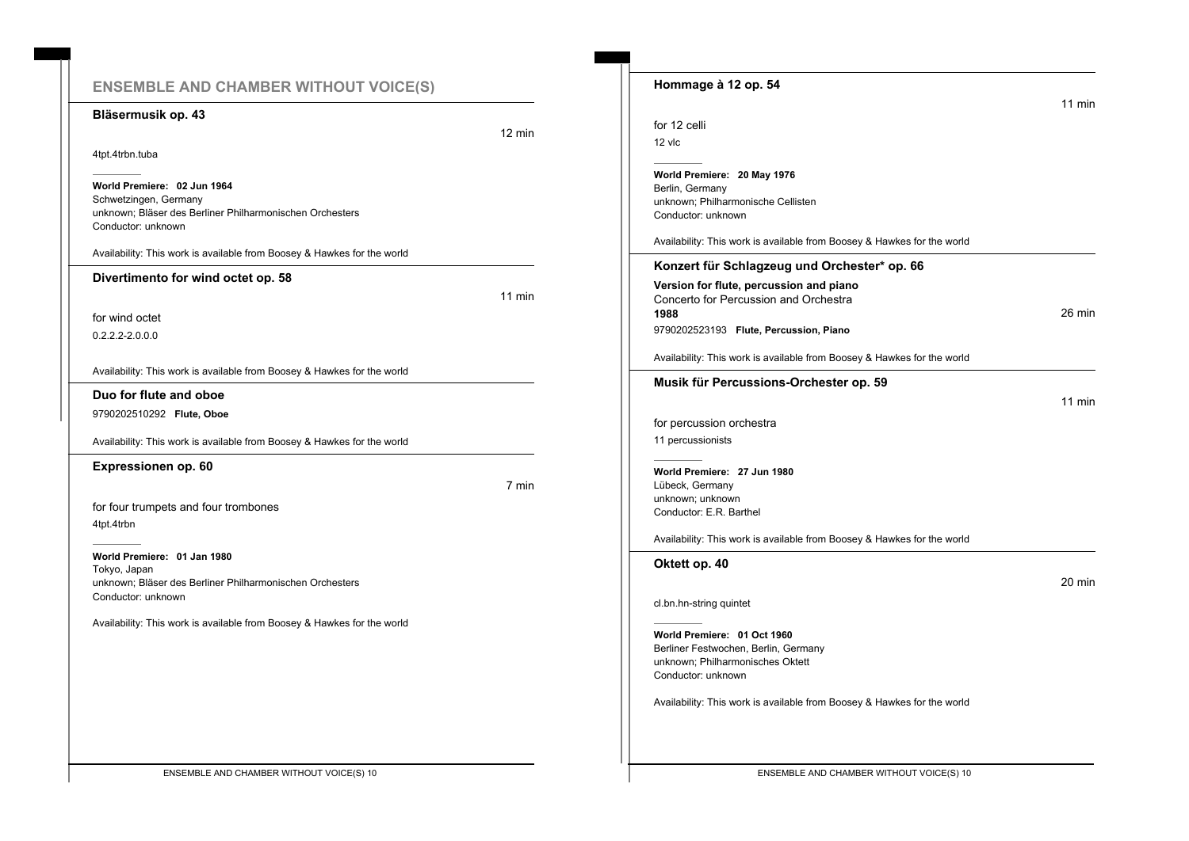## ENSEMBLE AND CHAMBER WITHOUT VOICE(S)

### Bläsermusik op. 43

12 min

4tpt.4trbn.tuba

**World Premiere: 02 Jun 1964**
Schwetzingen, Germany
unknown; Bläser des Berliner Philharmonischen Orchesters
Conductor: unknown

Availability: This work is available from Boosey & Hawkes for the world

### Divertimento for wind octet op. 58

11 min

for wind octet

0.2.2.2-2.0.0.0

Availability: This work is available from Boosey & Hawkes for the world

### Duo for flute and oboe

9790202510292 **Flute, Oboe**

Availability: This work is available from Boosey & Hawkes for the world

### Expressionen op. 60

7 min

for four trumpets and four trombones

4tpt.4trbn

**World Premiere: 01 Jan 1980**
Tokyo, Japan
unknown; Bläser des Berliner Philharmonischen Orchesters
Conductor: unknown

Availability: This work is available from Boosey & Hawkes for the world

### Hommage à 12 op. 54

11 min

for 12 celli

12 vlc

**World Premiere: 20 May 1976**
Berlin, Germany
unknown; Philharmonische Cellisten
Conductor: unknown

Availability: This work is available from Boosey & Hawkes for the world

### Konzert für Schlagzeug und Orchester* op. 66

**Version for flute, percussion and piano**
Concerto for Percussion and Orchestra
**1988**

26 min

9790202523193 **Flute, Percussion, Piano**

Availability: This work is available from Boosey & Hawkes for the world

### Musik für Percussions-Orchester op. 59

11 min

for percussion orchestra

11 percussionists

**World Premiere: 27 Jun 1980**
Lübeck, Germany
unknown; unknown
Conductor: E.R. Barthel

Availability: This work is available from Boosey & Hawkes for the world

### Oktett op. 40

20 min

cl.bn.hn-string quintet

**World Premiere: 01 Oct 1960**
Berliner Festwochen, Berlin, Germany
unknown; Philharmonisches Oktett
Conductor: unknown

Availability: This work is available from Boosey & Hawkes for the world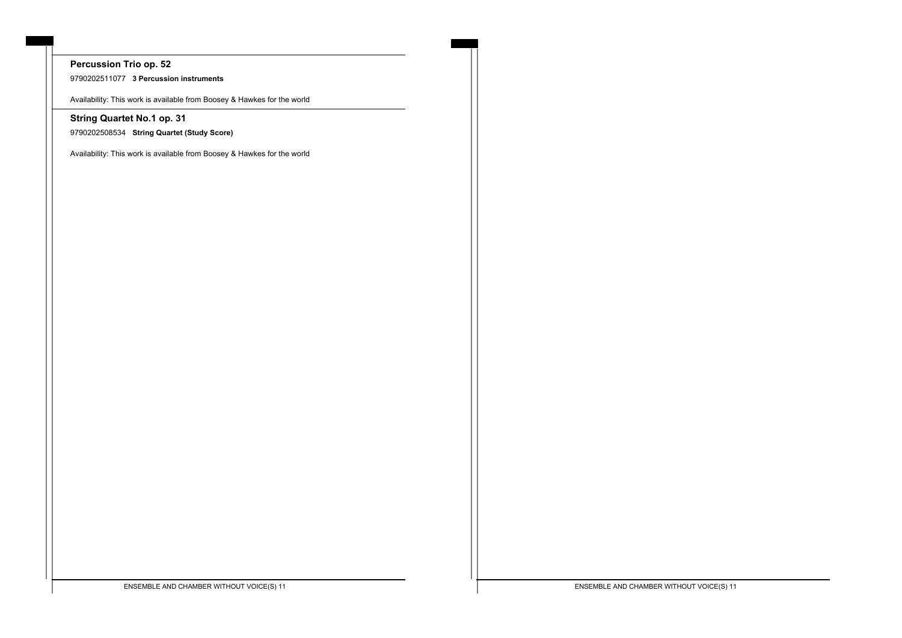### Percussion Trio op. 52

9790202511077 **3 Percussion instruments**

Availability: This work is available from Boosey & Hawkes for the world

### String Quartet No.1 op. 31

9790202508534 **String Quartet (Study Score)**

Availability: This work is available from Boosey & Hawkes for the world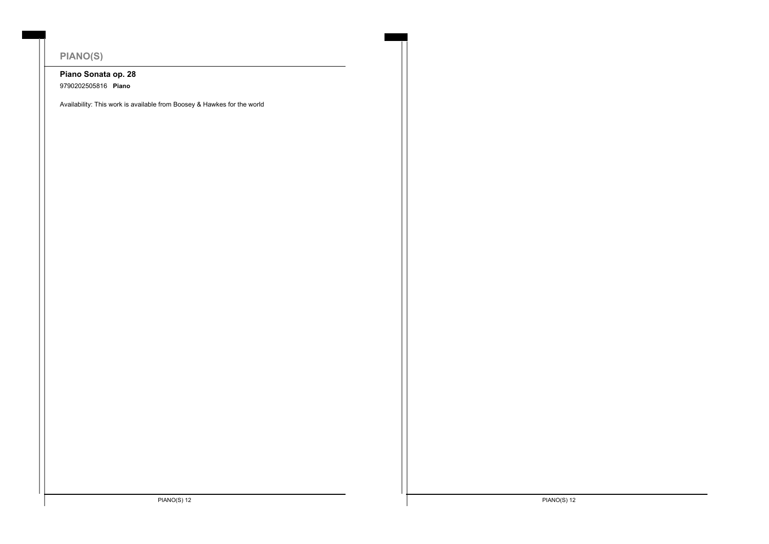## PIANO(S)

### Piano Sonata op. 28

9790202505816 **Piano**

Availability: This work is available from Boosey & Hawkes for the world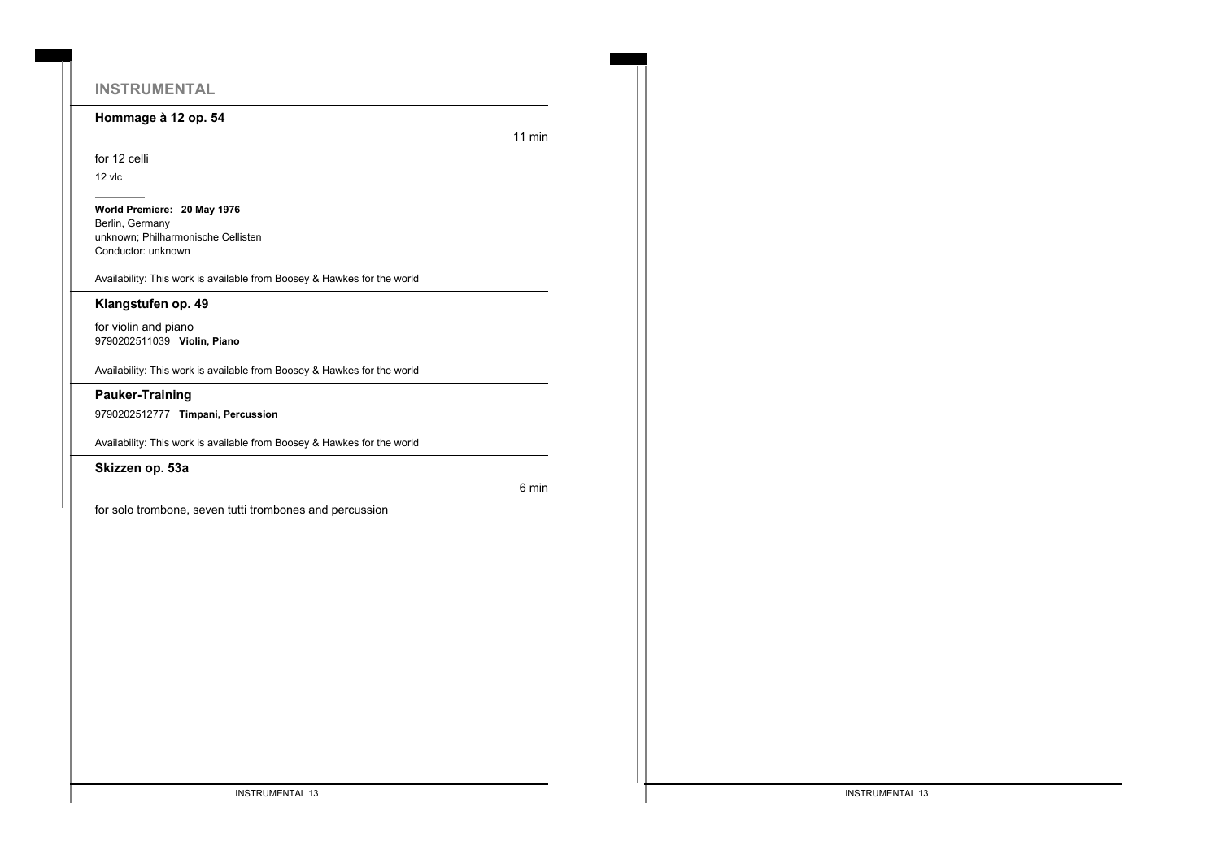## INSTRUMENTAL

### Hommage à 12 op. 54

11 min

for 12 celli

12 vlc

**World Premiere: 20 May 1976**
Berlin, Germany
unknown; Philharmonische Cellisten
Conductor: unknown

Availability: This work is available from Boosey & Hawkes for the world

### Klangstufen op. 49

for violin and piano
9790202511039 **Violin, Piano**

Availability: This work is available from Boosey & Hawkes for the world

### Pauker-Training

9790202512777 **Timpani, Percussion**

Availability: This work is available from Boosey & Hawkes for the world

### Skizzen op. 53a

6 min

for solo trombone, seven tutti trombones and percussion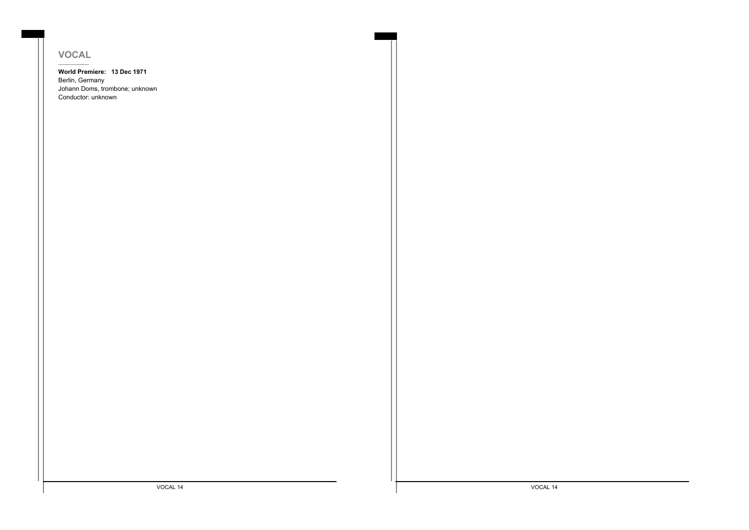## VOCAL

**World Premiere: 13 Dec 1971**
Berlin, Germany
Johann Doms, trombone; unknown
Conductor: unknown